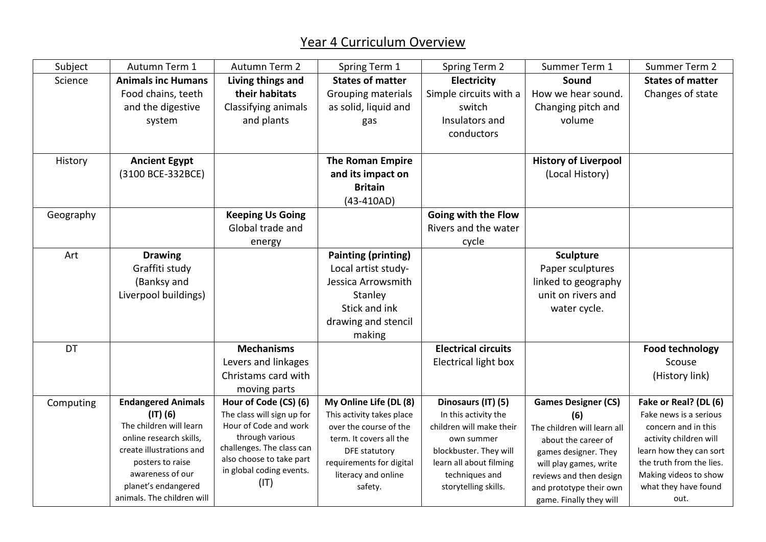# Year 4 Curriculum Overview

| Subject | Autumn Term 1 | Autumn Term 2 | Spring Term 1 | Spring Term 2 | Summer Term 1 | Summer Term 2 |
|---|---|---|---|---|---|---|
| Science | **Animals inc Humans** Food chains, teeth and the digestive system | **Living things and their habitats** Classifying animals and plants | **States of matter** Grouping materials as solid, liquid and gas | **Electricity** Simple circuits with a switch Insulators and conductors | **Sound** How we hear sound. Changing pitch and volume | **States of matter** Changes of state |
| History | **Ancient Egypt** (3100 BCE-332BCE) | | **The Roman Empire and its impact on Britain** (43-410AD) | | **History of Liverpool** (Local History) | |
| Geography | | **Keeping Us Going** Global trade and energy | | **Going with the Flow** Rivers and the water cycle | | |
| Art | **Drawing** Graffiti study (Banksy and Liverpool buildings) | | **Painting (printing)** Local artist study- Jessica Arrowsmith Stanley Stick and ink drawing and stencil making | | **Sculpture** Paper sculptures linked to geography unit on rivers and water cycle. | |
| DT | | **Mechanisms** Levers and linkages Christams card with moving parts | | **Electrical circuits** Electrical light box | | **Food technology** Scouse (History link) |
| Computing | **Endangered Animals (IT) (6)** The children will learn online research skills, create illustrations and posters to raise awareness of our planet's endangered animals. The children will | **Hour of Code (CS) (6)** The class will sign up for Hour of Code and work through various challenges. The class can also choose to take part in global coding events. (IT) | **My Online Life (DL (8)** This activity takes place over the course of the term. It covers all the DFE statutory requirements for digital literacy and online safety. | **Dinosaurs (IT) (5)** In this activity the children will make their own summer blockbuster. They will learn all about filming techniques and storytelling skills. | **Games Designer (CS) (6)** The children will learn all about the career of games designer. They will play games, write reviews and then design and prototype their own game. Finally they will | **Fake or Real? (DL (6)** Fake news is a serious concern and in this activity children will learn how they can sort the truth from the lies. Making videos to show what they have found out. |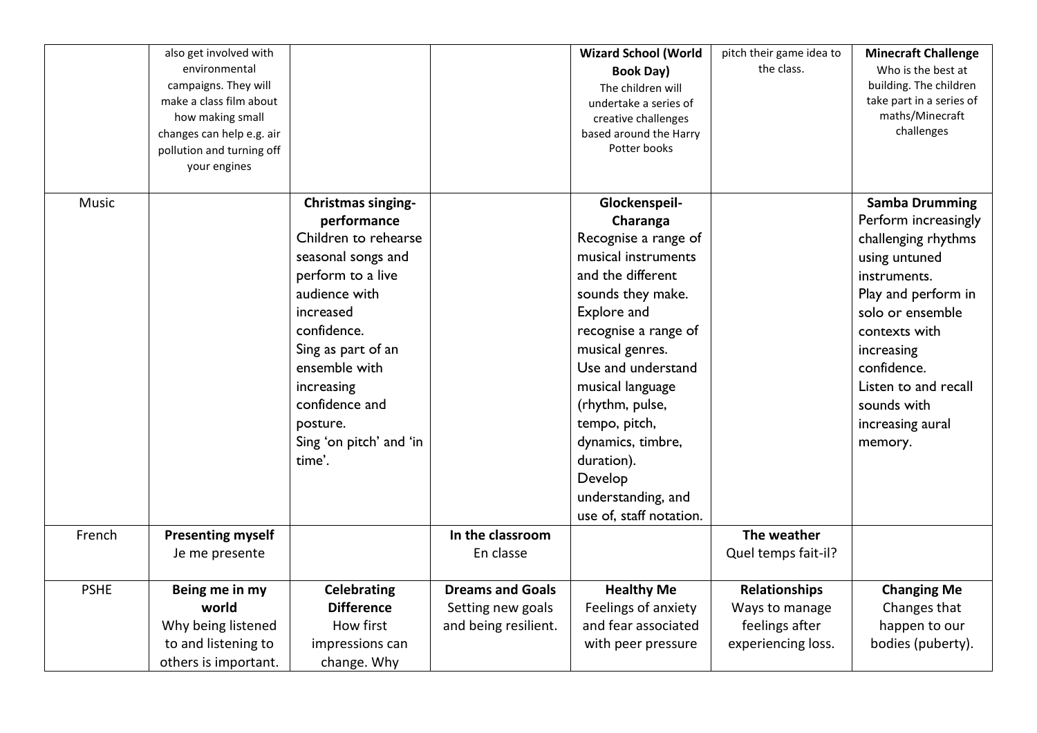| | | | | | | |
|---|---|---|---|---|---|---|
| | also get involved with environmental campaigns. They will make a class film about how making small changes can help e.g. air pollution and turning off your engines | | | **Wizard School (World Book Day)** The children will undertake a series of creative challenges based around the Harry Potter books | pitch their game idea to the class. | **Minecraft Challenge** Who is the best at building. The children take part in a series of maths/Minecraft challenges |
| Music | | **Christmas singing-performance** Children to rehearse seasonal songs and perform to a live audience with increased confidence. Sing as part of an ensemble with increasing confidence and posture. Sing 'on pitch' and 'in time'. | | **Glockenspeil-Charanga** Recognise a range of musical instruments and the different sounds they make. Explore and recognise a range of musical genres. Use and understand musical language (rhythm, pulse, tempo, pitch, dynamics, timbre, duration). Develop understanding, and use of, staff notation. | | **Samba Drumming** Perform increasingly challenging rhythms using untuned instruments. Play and perform in solo or ensemble contexts with increasing confidence. Listen to and recall sounds with increasing aural memory. |
| French | **Presenting myself** Je me presente | | **In the classroom** En classe | | **The weather** Quel temps fait-il? | |
| PSHE | **Being me in my world** Why being listened to and listening to others is important. | **Celebrating Difference** How first impressions can change. Why | **Dreams and Goals** Setting new goals and being resilient. | **Healthy Me** Feelings of anxiety and fear associated with peer pressure | **Relationships** Ways to manage feelings after experiencing loss. | **Changing Me** Changes that happen to our bodies (puberty). |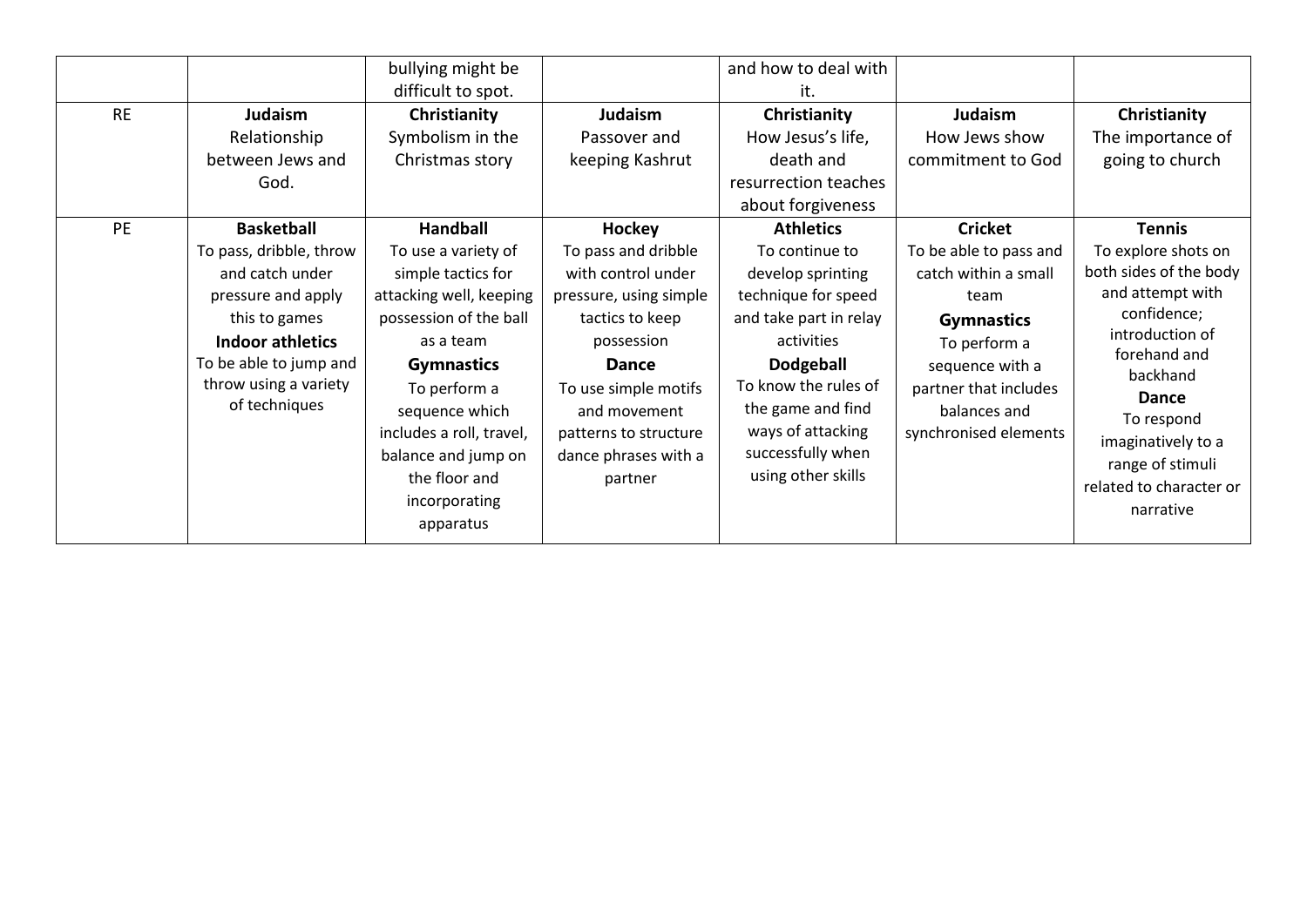| | | | | | | |
|---|---|---|---|---|---|---|
| | | bullying might be difficult to spot. | | and how to deal with it. | | |
| RE | **Judaism** Relationship between Jews and God. | **Christianity** Symbolism in the Christmas story | **Judaism** Passover and keeping Kashrut | **Christianity** How Jesus's life, death and resurrection teaches about forgiveness | **Judaism** How Jews show commitment to God | **Christianity** The importance of going to church |
| PE | **Basketball** To pass, dribble, throw and catch under pressure and apply this to games **Indoor athletics** To be able to jump and throw using a variety of techniques | **Handball** To use a variety of simple tactics for attacking well, keeping possession of the ball as a team **Gymnastics** To perform a sequence which includes a roll, travel, balance and jump on the floor and incorporating apparatus | **Hockey** To pass and dribble with control under pressure, using simple tactics to keep possession **Dance** To use simple motifs and movement patterns to structure dance phrases with a partner | **Athletics** To continue to develop sprinting technique for speed and take part in relay activities **Dodgeball** To know the rules of the game and find ways of attacking successfully when using other skills | **Cricket** To be able to pass and catch within a small team **Gymnastics** To perform a sequence with a partner that includes balances and synchronised elements | **Tennis** To explore shots on both sides of the body and attempt with confidence; introduction of forehand and backhand **Dance** To respond imaginatively to a range of stimuli related to character or narrative |